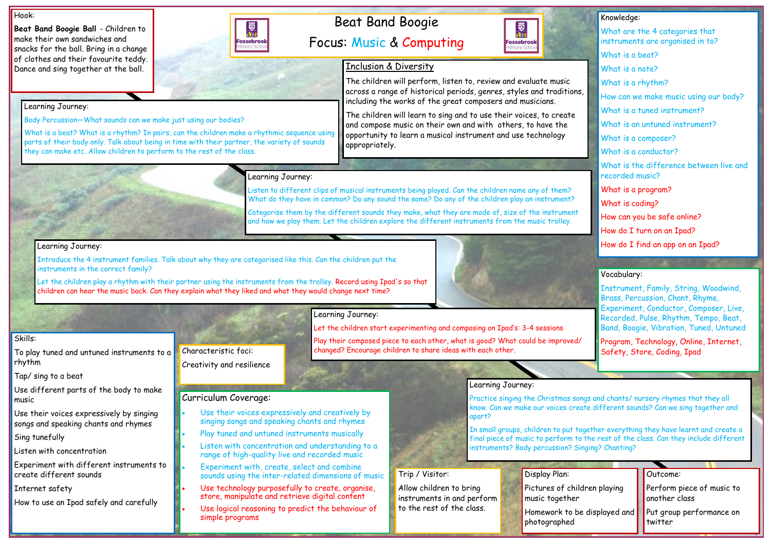# Beat Band Boogie

## Focus: Music & Computing

### Hook:

**Beat Band Boogie Ball** - Children to make their own sandwiches and snacks for the ball. Bring in a change of clothes and their favourite teddy. Dance and sing together at the ball.

### Learning Journey:

Body Percussion—What sounds can we make just using our bodies?

What is a beat? What is a rhythm? In pairs, can the children make a rhythmic sequence using parts of their body only. Talk about being in time with their partner, the variety of sounds they can make etc. Allow children to perform to the rest of the class.

### Inclusion & Diversity

The children will perform, listen to, review and evaluate music across a range of historical periods, genres, styles and traditions, including the works of the great composers and musicians.

The children will learn to sing and to use their voices, to create and compose music on their own and with others, to have the opportunity to learn a musical instrument and use technology appropriately.

### Learning Journey:

Listen to different clips of musical instruments being played. Can the children name any of them? What do they have in common? Do any sound the same? Do any of the children play an instrument?

Categorise them by the different sounds they make, what they are made of, size of the instrument and how we play them. Let the children explore the different instruments from the music trolley.

### Learning Journey:

Introduce the 4 instrument families. Talk about why they are categorised like this. Can the children put the instruments in the correct family?

Let the children play a rhythm with their partner using the instruments from the trolley. Record using Ipad's so that children can hear the music back. Can they explain what they liked and what they would change next time?

### Learning Journey:

Let the children start experimenting and composing on Ipad's: 3-4 sessions

Play their composed piece to each other, what is good? What could be improved/ changed? Encourage children to share ideas with each other.

### Learning Journey:

Practice singing the Christmas songs and chants/ nursery rhymes that they all know. Can we make our voices create different sounds? Can we sing together and apart?

In small groups, children to put together everything they have learnt and create a final piece of music to perform to the rest of the class. Can they include different instruments? Body percussion? Singing? Chanting?

### Knowledge:

What are the 4 categories that instruments are organised in to?

What is a beat?

What is a note?

What is a rhythm?

How can we make music using our body?

What is a tuned instrument?

What is an untuned instrument?

What is a composer?

What is a conductor?

What is the difference between live and recorded music?

What is a program?

What is coding?

How can you be safe online?

How do I turn on an Ipad?

How do I find an app on an Ipad?

### Vocabulary:

Instrument, Family, String, Woodwind, Brass, Percussion, Chant, Rhyme, Experiment, Conductor, Composer, Live, Recorded, Pulse, Rhythm, Tempo, Beat, Band, Boogie, Vibration, Tuned, Untuned

Program, Technology, Online, Internet, Safety, Store, Coding, Ipad

### Skills:

To play tuned and untuned instruments to a rhythm

Tap/ sing to a beat

Use different parts of the body to make music

Use their voices expressively by singing songs and speaking chants and rhymes

Sing tunefully

Listen with concentration

Experiment with different instruments to create different sounds

Internet safety

How to use an Ipad safely and carefully

### Characteristic foci:

Creativity and resilience

### Curriculum Coverage:

- Use their voices expressively and creatively by singing songs and speaking chants and rhymes
- Play tuned and untuned instruments musically
- Listen with concentration and understanding to a range of high-quality live and recorded music
- Experiment with, create, select and combine sounds using the inter-related dimensions of music
- Use technology purposefully to create, organise, store, manipulate and retrieve digital content
- Use logical reasoning to predict the behaviour of simple programs

### Trip / Visitor:

Allow children to bring instruments in and perform to the rest of the class.

### Display Plan:

Pictures of children playing music together

Homework to be displayed and photographed

### Outcome:

Perform piece of music to another class

Put group performance on twitter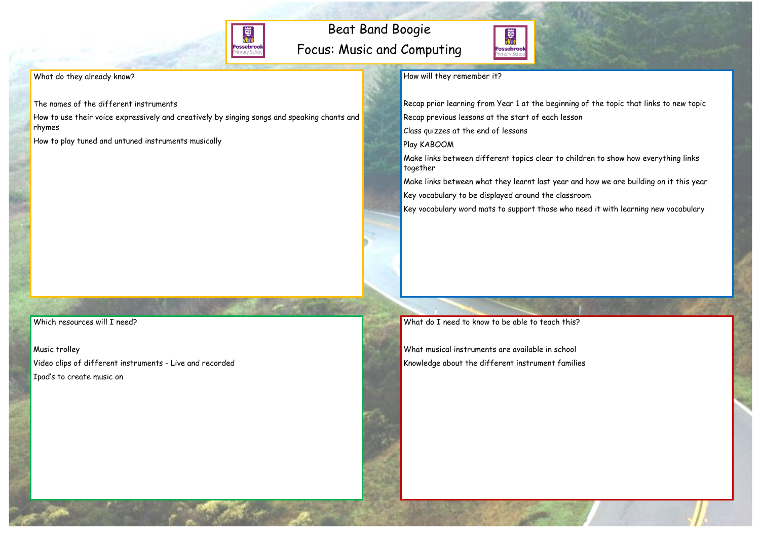# Beat Band Boogie

## Focus: Music and Computing

### What do they already know?

The names of the different instruments

How to use their voice expressively and creatively by singing songs and speaking chants and rhymes

How to play tuned and untuned instruments musically

### How will they remember it?

Recap prior learning from Year 1 at the beginning of the topic that links to new topic

Recap previous lessons at the start of each lesson

Class quizzes at the end of lessons

Play KABOOM

Make links between different topics clear to children to show how everything links together

Make links between what they learnt last year and how we are building on it this year

Key vocabulary to be displayed around the classroom

Key vocabulary word mats to support those who need it with learning new vocabulary

### Which resources will I need?

Music trolley

Video clips of different instruments - Live and recorded

Ipad's to create music on

### What do I need to know to be able to teach this?

What musical instruments are available in school

Knowledge about the different instrument families